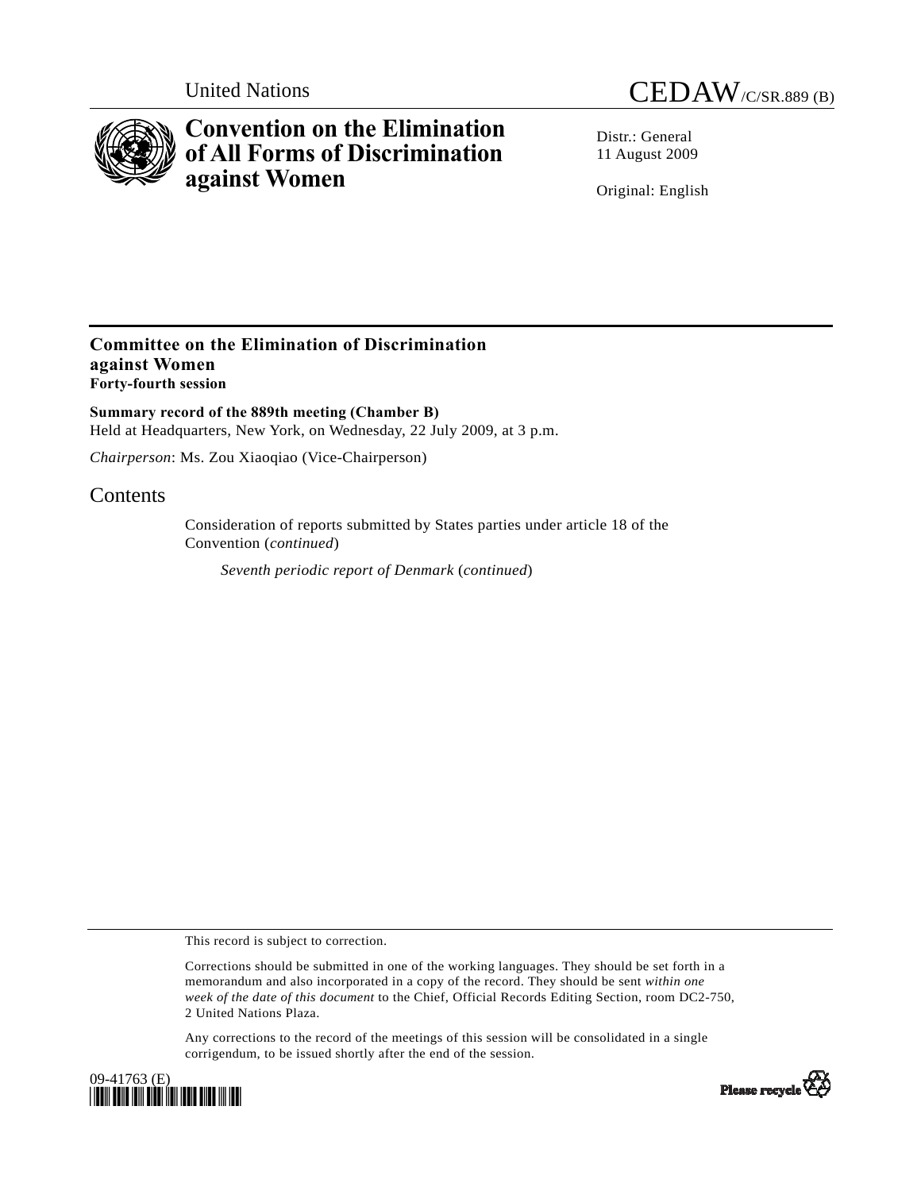United Nations

CEDAW/C/SR.889 (B)

# Convention on the Elimination of All Forms of Discrimination against Women

Distr.: General
11 August 2009

Original: English

## Committee on the Elimination of Discrimination against Women
**Forty-fourth session**

**Summary record of the 889th meeting (Chamber B)**
Held at Headquarters, New York, on Wednesday, 22 July 2009, at 3 p.m.

*Chairperson*: Ms. Zou Xiaoqiao (Vice-Chairperson)

## Contents

Consideration of reports submitted by States parties under article 18 of the Convention (*continued*)

*Seventh periodic report of Denmark* (*continued*)

This record is subject to correction.

Corrections should be submitted in one of the working languages. They should be set forth in a memorandum and also incorporated in a copy of the record. They should be sent *within one week of the date of this document* to the Chief, Official Records Editing Section, room DC2-750, 2 United Nations Plaza.

Any corrections to the record of the meetings of this session will be consolidated in a single corrigendum, to be issued shortly after the end of the session.

09-41763 (E)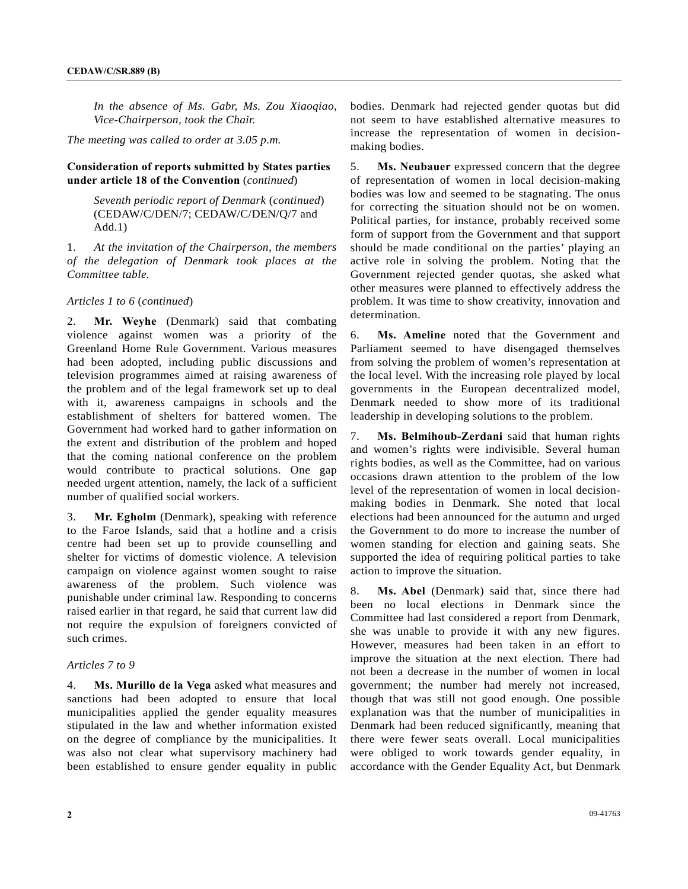*In the absence of Ms. Gabr, Ms. Zou Xiaoqiao, Vice-Chairperson, took the Chair.*

*The meeting was called to order at 3.05 p.m.*

**Consideration of reports submitted by States parties under article 18 of the Convention** (*continued*)

*Seventh periodic report of Denmark* (*continued*) (CEDAW/C/DEN/7; CEDAW/C/DEN/Q/7 and Add.1)

1. *At the invitation of the Chairperson, the members of the delegation of Denmark took places at the Committee table.*

*Articles 1 to 6* (*continued*)

2. **Mr. Weyhe** (Denmark) said that combating violence against women was a priority of the Greenland Home Rule Government. Various measures had been adopted, including public discussions and television programmes aimed at raising awareness of the problem and of the legal framework set up to deal with it, awareness campaigns in schools and the establishment of shelters for battered women. The Government had worked hard to gather information on the extent and distribution of the problem and hoped that the coming national conference on the problem would contribute to practical solutions. One gap needed urgent attention, namely, the lack of a sufficient number of qualified social workers.

3. **Mr. Egholm** (Denmark), speaking with reference to the Faroe Islands, said that a hotline and a crisis centre had been set up to provide counselling and shelter for victims of domestic violence. A television campaign on violence against women sought to raise awareness of the problem. Such violence was punishable under criminal law. Responding to concerns raised earlier in that regard, he said that current law did not require the expulsion of foreigners convicted of such crimes.

*Articles 7 to 9*

4. **Ms. Murillo de la Vega** asked what measures and sanctions had been adopted to ensure that local municipalities applied the gender equality measures stipulated in the law and whether information existed on the degree of compliance by the municipalities. It was also not clear what supervisory machinery had been established to ensure gender equality in public bodies. Denmark had rejected gender quotas but did not seem to have established alternative measures to increase the representation of women in decision-making bodies.

5. **Ms. Neubauer** expressed concern that the degree of representation of women in local decision-making bodies was low and seemed to be stagnating. The onus for correcting the situation should not be on women. Political parties, for instance, probably received some form of support from the Government and that support should be made conditional on the parties' playing an active role in solving the problem. Noting that the Government rejected gender quotas, she asked what other measures were planned to effectively address the problem. It was time to show creativity, innovation and determination.

6. **Ms. Ameline** noted that the Government and Parliament seemed to have disengaged themselves from solving the problem of women's representation at the local level. With the increasing role played by local governments in the European decentralized model, Denmark needed to show more of its traditional leadership in developing solutions to the problem.

7. **Ms. Belmihoub-Zerdani** said that human rights and women's rights were indivisible. Several human rights bodies, as well as the Committee, had on various occasions drawn attention to the problem of the low level of the representation of women in local decision-making bodies in Denmark. She noted that local elections had been announced for the autumn and urged the Government to do more to increase the number of women standing for election and gaining seats. She supported the idea of requiring political parties to take action to improve the situation.

8. **Ms. Abel** (Denmark) said that, since there had been no local elections in Denmark since the Committee had last considered a report from Denmark, she was unable to provide it with any new figures. However, measures had been taken in an effort to improve the situation at the next election. There had not been a decrease in the number of women in local government; the number had merely not increased, though that was still not good enough. One possible explanation was that the number of municipalities in Denmark had been reduced significantly, meaning that there were fewer seats overall. Local municipalities were obliged to work towards gender equality, in accordance with the Gender Equality Act, but Denmark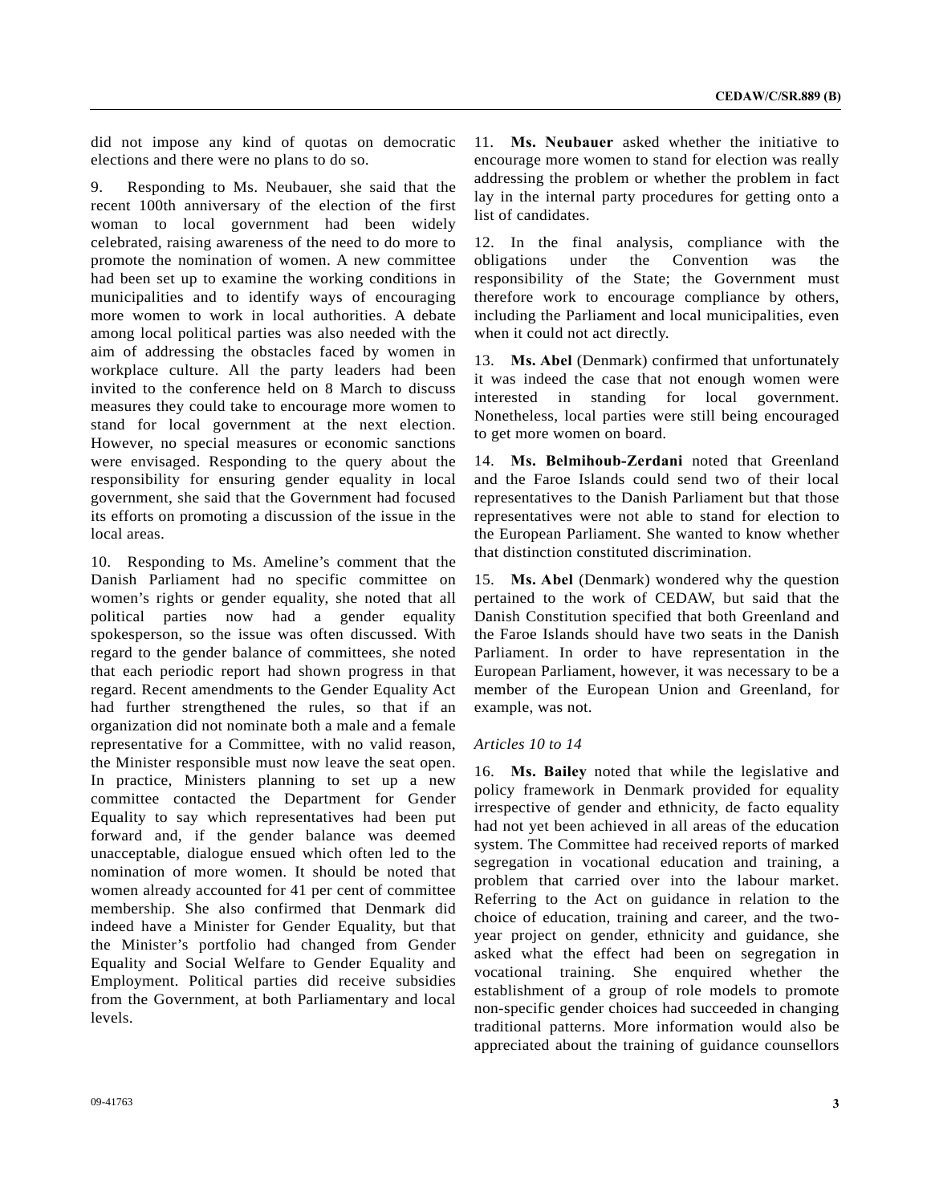did not impose any kind of quotas on democratic elections and there were no plans to do so.

9. Responding to Ms. Neubauer, she said that the recent 100th anniversary of the election of the first woman to local government had been widely celebrated, raising awareness of the need to do more to promote the nomination of women. A new committee had been set up to examine the working conditions in municipalities and to identify ways of encouraging more women to work in local authorities. A debate among local political parties was also needed with the aim of addressing the obstacles faced by women in workplace culture. All the party leaders had been invited to the conference held on 8 March to discuss measures they could take to encourage more women to stand for local government at the next election. However, no special measures or economic sanctions were envisaged. Responding to the query about the responsibility for ensuring gender equality in local government, she said that the Government had focused its efforts on promoting a discussion of the issue in the local areas.

10. Responding to Ms. Ameline's comment that the Danish Parliament had no specific committee on women's rights or gender equality, she noted that all political parties now had a gender equality spokesperson, so the issue was often discussed. With regard to the gender balance of committees, she noted that each periodic report had shown progress in that regard. Recent amendments to the Gender Equality Act had further strengthened the rules, so that if an organization did not nominate both a male and a female representative for a Committee, with no valid reason, the Minister responsible must now leave the seat open. In practice, Ministers planning to set up a new committee contacted the Department for Gender Equality to say which representatives had been put forward and, if the gender balance was deemed unacceptable, dialogue ensued which often led to the nomination of more women. It should be noted that women already accounted for 41 per cent of committee membership. She also confirmed that Denmark did indeed have a Minister for Gender Equality, but that the Minister's portfolio had changed from Gender Equality and Social Welfare to Gender Equality and Employment. Political parties did receive subsidies from the Government, at both Parliamentary and local levels.

11. **Ms. Neubauer** asked whether the initiative to encourage more women to stand for election was really addressing the problem or whether the problem in fact lay in the internal party procedures for getting onto a list of candidates.

12. In the final analysis, compliance with the obligations under the Convention was the responsibility of the State; the Government must therefore work to encourage compliance by others, including the Parliament and local municipalities, even when it could not act directly.

13. **Ms. Abel** (Denmark) confirmed that unfortunately it was indeed the case that not enough women were interested in standing for local government. Nonetheless, local parties were still being encouraged to get more women on board.

14. **Ms. Belmihoub-Zerdani** noted that Greenland and the Faroe Islands could send two of their local representatives to the Danish Parliament but that those representatives were not able to stand for election to the European Parliament. She wanted to know whether that distinction constituted discrimination.

15. **Ms. Abel** (Denmark) wondered why the question pertained to the work of CEDAW, but said that the Danish Constitution specified that both Greenland and the Faroe Islands should have two seats in the Danish Parliament. In order to have representation in the European Parliament, however, it was necessary to be a member of the European Union and Greenland, for example, was not.

*Articles 10 to 14*

16. **Ms. Bailey** noted that while the legislative and policy framework in Denmark provided for equality irrespective of gender and ethnicity, de facto equality had not yet been achieved in all areas of the education system. The Committee had received reports of marked segregation in vocational education and training, a problem that carried over into the labour market. Referring to the Act on guidance in relation to the choice of education, training and career, and the two-year project on gender, ethnicity and guidance, she asked what the effect had been on segregation in vocational training. She enquired whether the establishment of a group of role models to promote non-specific gender choices had succeeded in changing traditional patterns. More information would also be appreciated about the training of guidance counsellors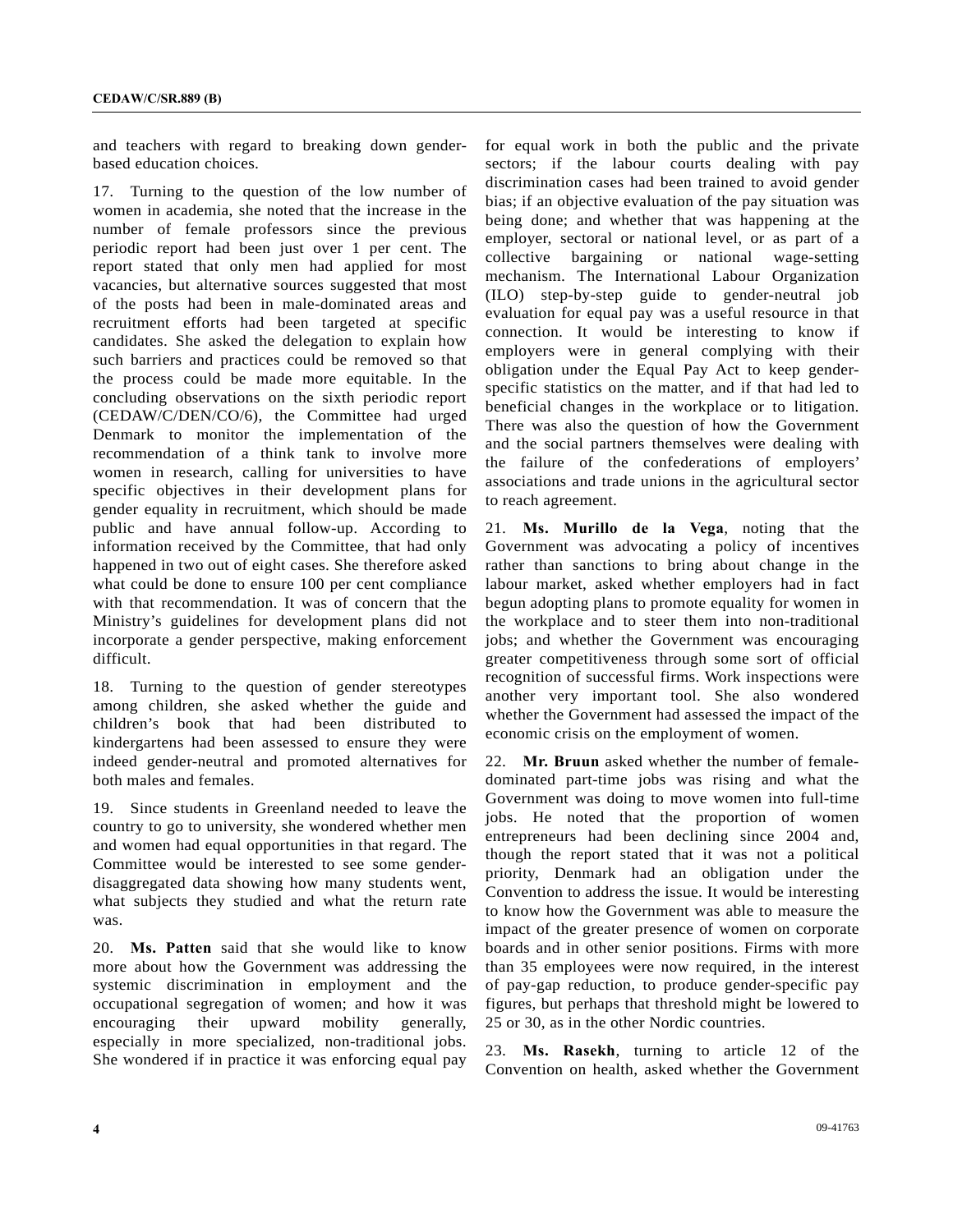and teachers with regard to breaking down gender-based education choices.

17. Turning to the question of the low number of women in academia, she noted that the increase in the number of female professors since the previous periodic report had been just over 1 per cent. The report stated that only men had applied for most vacancies, but alternative sources suggested that most of the posts had been in male-dominated areas and recruitment efforts had been targeted at specific candidates. She asked the delegation to explain how such barriers and practices could be removed so that the process could be made more equitable. In the concluding observations on the sixth periodic report (CEDAW/C/DEN/CO/6), the Committee had urged Denmark to monitor the implementation of the recommendation of a think tank to involve more women in research, calling for universities to have specific objectives in their development plans for gender equality in recruitment, which should be made public and have annual follow-up. According to information received by the Committee, that had only happened in two out of eight cases. She therefore asked what could be done to ensure 100 per cent compliance with that recommendation. It was of concern that the Ministry's guidelines for development plans did not incorporate a gender perspective, making enforcement difficult.

18. Turning to the question of gender stereotypes among children, she asked whether the guide and children's book that had been distributed to kindergartens had been assessed to ensure they were indeed gender-neutral and promoted alternatives for both males and females.

19. Since students in Greenland needed to leave the country to go to university, she wondered whether men and women had equal opportunities in that regard. The Committee would be interested to see some gender-disaggregated data showing how many students went, what subjects they studied and what the return rate was.

20. **Ms. Patten** said that she would like to know more about how the Government was addressing the systemic discrimination in employment and the occupational segregation of women; and how it was encouraging their upward mobility generally, especially in more specialized, non-traditional jobs. She wondered if in practice it was enforcing equal pay for equal work in both the public and the private sectors; if the labour courts dealing with pay discrimination cases had been trained to avoid gender bias; if an objective evaluation of the pay situation was being done; and whether that was happening at the employer, sectoral or national level, or as part of a collective bargaining or national wage-setting mechanism. The International Labour Organization (ILO) step-by-step guide to gender-neutral job evaluation for equal pay was a useful resource in that connection. It would be interesting to know if employers were in general complying with their obligation under the Equal Pay Act to keep gender-specific statistics on the matter, and if that had led to beneficial changes in the workplace or to litigation. There was also the question of how the Government and the social partners themselves were dealing with the failure of the confederations of employers' associations and trade unions in the agricultural sector to reach agreement.

21. **Ms. Murillo de la Vega**, noting that the Government was advocating a policy of incentives rather than sanctions to bring about change in the labour market, asked whether employers had in fact begun adopting plans to promote equality for women in the workplace and to steer them into non-traditional jobs; and whether the Government was encouraging greater competitiveness through some sort of official recognition of successful firms. Work inspections were another very important tool. She also wondered whether the Government had assessed the impact of the economic crisis on the employment of women.

22. **Mr. Bruun** asked whether the number of female-dominated part-time jobs was rising and what the Government was doing to move women into full-time jobs. He noted that the proportion of women entrepreneurs had been declining since 2004 and, though the report stated that it was not a political priority, Denmark had an obligation under the Convention to address the issue. It would be interesting to know how the Government was able to measure the impact of the greater presence of women on corporate boards and in other senior positions. Firms with more than 35 employees were now required, in the interest of pay-gap reduction, to produce gender-specific pay figures, but perhaps that threshold might be lowered to 25 or 30, as in the other Nordic countries.

23. **Ms. Rasekh**, turning to article 12 of the Convention on health, asked whether the Government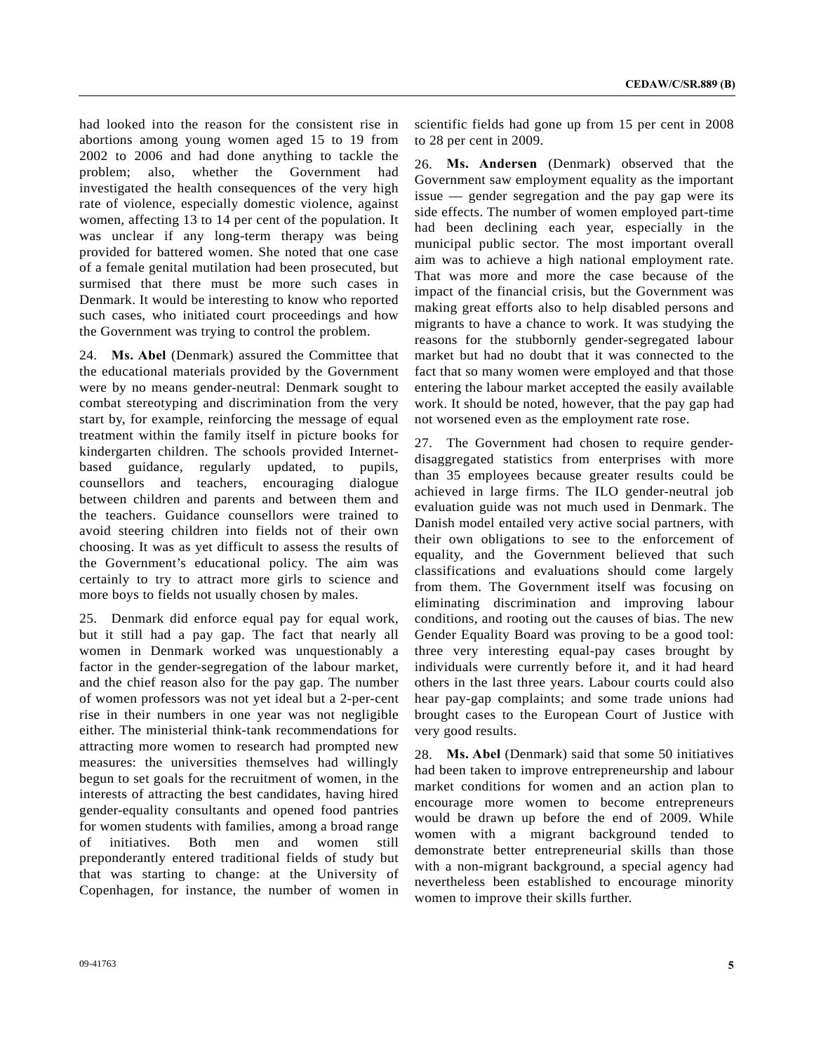had looked into the reason for the consistent rise in abortions among young women aged 15 to 19 from 2002 to 2006 and had done anything to tackle the problem; also, whether the Government had investigated the health consequences of the very high rate of violence, especially domestic violence, against women, affecting 13 to 14 per cent of the population. It was unclear if any long-term therapy was being provided for battered women. She noted that one case of a female genital mutilation had been prosecuted, but surmised that there must be more such cases in Denmark. It would be interesting to know who reported such cases, who initiated court proceedings and how the Government was trying to control the problem.

24. **Ms. Abel** (Denmark) assured the Committee that the educational materials provided by the Government were by no means gender-neutral: Denmark sought to combat stereotyping and discrimination from the very start by, for example, reinforcing the message of equal treatment within the family itself in picture books for kindergarten children. The schools provided Internet-based guidance, regularly updated, to pupils, counsellors and teachers, encouraging dialogue between children and parents and between them and the teachers. Guidance counsellors were trained to avoid steering children into fields not of their own choosing. It was as yet difficult to assess the results of the Government's educational policy. The aim was certainly to try to attract more girls to science and more boys to fields not usually chosen by males.

25. Denmark did enforce equal pay for equal work, but it still had a pay gap. The fact that nearly all women in Denmark worked was unquestionably a factor in the gender-segregation of the labour market, and the chief reason also for the pay gap. The number of women professors was not yet ideal but a 2-per-cent rise in their numbers in one year was not negligible either. The ministerial think-tank recommendations for attracting more women to research had prompted new measures: the universities themselves had willingly begun to set goals for the recruitment of women, in the interests of attracting the best candidates, having hired gender-equality consultants and opened food pantries for women students with families, among a broad range of initiatives. Both men and women still preponderantly entered traditional fields of study but that was starting to change: at the University of Copenhagen, for instance, the number of women in scientific fields had gone up from 15 per cent in 2008 to 28 per cent in 2009.

26. **Ms. Andersen** (Denmark) observed that the Government saw employment equality as the important issue — gender segregation and the pay gap were its side effects. The number of women employed part-time had been declining each year, especially in the municipal public sector. The most important overall aim was to achieve a high national employment rate. That was more and more the case because of the impact of the financial crisis, but the Government was making great efforts also to help disabled persons and migrants to have a chance to work. It was studying the reasons for the stubbornly gender-segregated labour market but had no doubt that it was connected to the fact that so many women were employed and that those entering the labour market accepted the easily available work. It should be noted, however, that the pay gap had not worsened even as the employment rate rose.

27. The Government had chosen to require gender-disaggregated statistics from enterprises with more than 35 employees because greater results could be achieved in large firms. The ILO gender-neutral job evaluation guide was not much used in Denmark. The Danish model entailed very active social partners, with their own obligations to see to the enforcement of equality, and the Government believed that such classifications and evaluations should come largely from them. The Government itself was focusing on eliminating discrimination and improving labour conditions, and rooting out the causes of bias. The new Gender Equality Board was proving to be a good tool: three very interesting equal-pay cases brought by individuals were currently before it, and it had heard others in the last three years. Labour courts could also hear pay-gap complaints; and some trade unions had brought cases to the European Court of Justice with very good results.

28. **Ms. Abel** (Denmark) said that some 50 initiatives had been taken to improve entrepreneurship and labour market conditions for women and an action plan to encourage more women to become entrepreneurs would be drawn up before the end of 2009. While women with a migrant background tended to demonstrate better entrepreneurial skills than those with a non-migrant background, a special agency had nevertheless been established to encourage minority women to improve their skills further.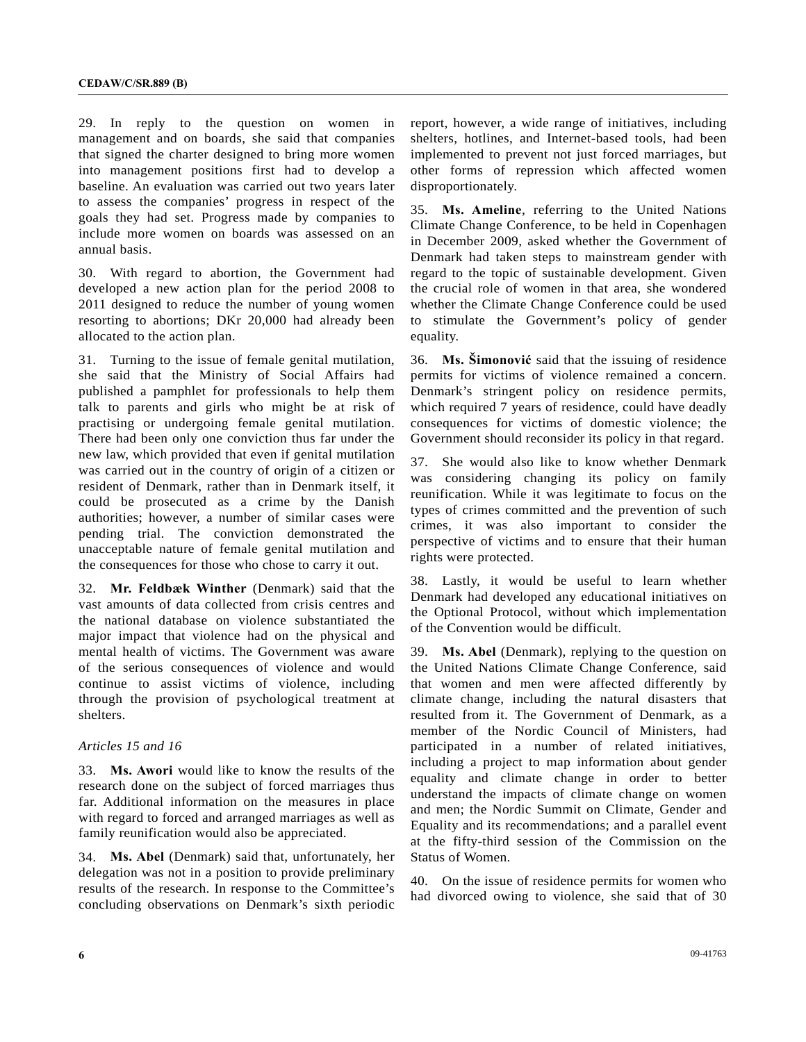29. In reply to the question on women in management and on boards, she said that companies that signed the charter designed to bring more women into management positions first had to develop a baseline. An evaluation was carried out two years later to assess the companies' progress in respect of the goals they had set. Progress made by companies to include more women on boards was assessed on an annual basis.

30. With regard to abortion, the Government had developed a new action plan for the period 2008 to 2011 designed to reduce the number of young women resorting to abortions; DKr 20,000 had already been allocated to the action plan.

31. Turning to the issue of female genital mutilation, she said that the Ministry of Social Affairs had published a pamphlet for professionals to help them talk to parents and girls who might be at risk of practising or undergoing female genital mutilation. There had been only one conviction thus far under the new law, which provided that even if genital mutilation was carried out in the country of origin of a citizen or resident of Denmark, rather than in Denmark itself, it could be prosecuted as a crime by the Danish authorities; however, a number of similar cases were pending trial. The conviction demonstrated the unacceptable nature of female genital mutilation and the consequences for those who chose to carry it out.

32. **Mr. Feldbæk Winther** (Denmark) said that the vast amounts of data collected from crisis centres and the national database on violence substantiated the major impact that violence had on the physical and mental health of victims. The Government was aware of the serious consequences of violence and would continue to assist victims of violence, including through the provision of psychological treatment at shelters.

*Articles 15 and 16*

33. **Ms. Awori** would like to know the results of the research done on the subject of forced marriages thus far. Additional information on the measures in place with regard to forced and arranged marriages as well as family reunification would also be appreciated.

34. **Ms. Abel** (Denmark) said that, unfortunately, her delegation was not in a position to provide preliminary results of the research. In response to the Committee's concluding observations on Denmark's sixth periodic report, however, a wide range of initiatives, including shelters, hotlines, and Internet-based tools, had been implemented to prevent not just forced marriages, but other forms of repression which affected women disproportionately.

35. **Ms. Ameline**, referring to the United Nations Climate Change Conference, to be held in Copenhagen in December 2009, asked whether the Government of Denmark had taken steps to mainstream gender with regard to the topic of sustainable development. Given the crucial role of women in that area, she wondered whether the Climate Change Conference could be used to stimulate the Government's policy of gender equality.

36. **Ms. Šimonović** said that the issuing of residence permits for victims of violence remained a concern. Denmark's stringent policy on residence permits, which required 7 years of residence, could have deadly consequences for victims of domestic violence; the Government should reconsider its policy in that regard.

37. She would also like to know whether Denmark was considering changing its policy on family reunification. While it was legitimate to focus on the types of crimes committed and the prevention of such crimes, it was also important to consider the perspective of victims and to ensure that their human rights were protected.

38. Lastly, it would be useful to learn whether Denmark had developed any educational initiatives on the Optional Protocol, without which implementation of the Convention would be difficult.

39. **Ms. Abel** (Denmark), replying to the question on the United Nations Climate Change Conference, said that women and men were affected differently by climate change, including the natural disasters that resulted from it. The Government of Denmark, as a member of the Nordic Council of Ministers, had participated in a number of related initiatives, including a project to map information about gender equality and climate change in order to better understand the impacts of climate change on women and men; the Nordic Summit on Climate, Gender and Equality and its recommendations; and a parallel event at the fifty-third session of the Commission on the Status of Women.

40. On the issue of residence permits for women who had divorced owing to violence, she said that of 30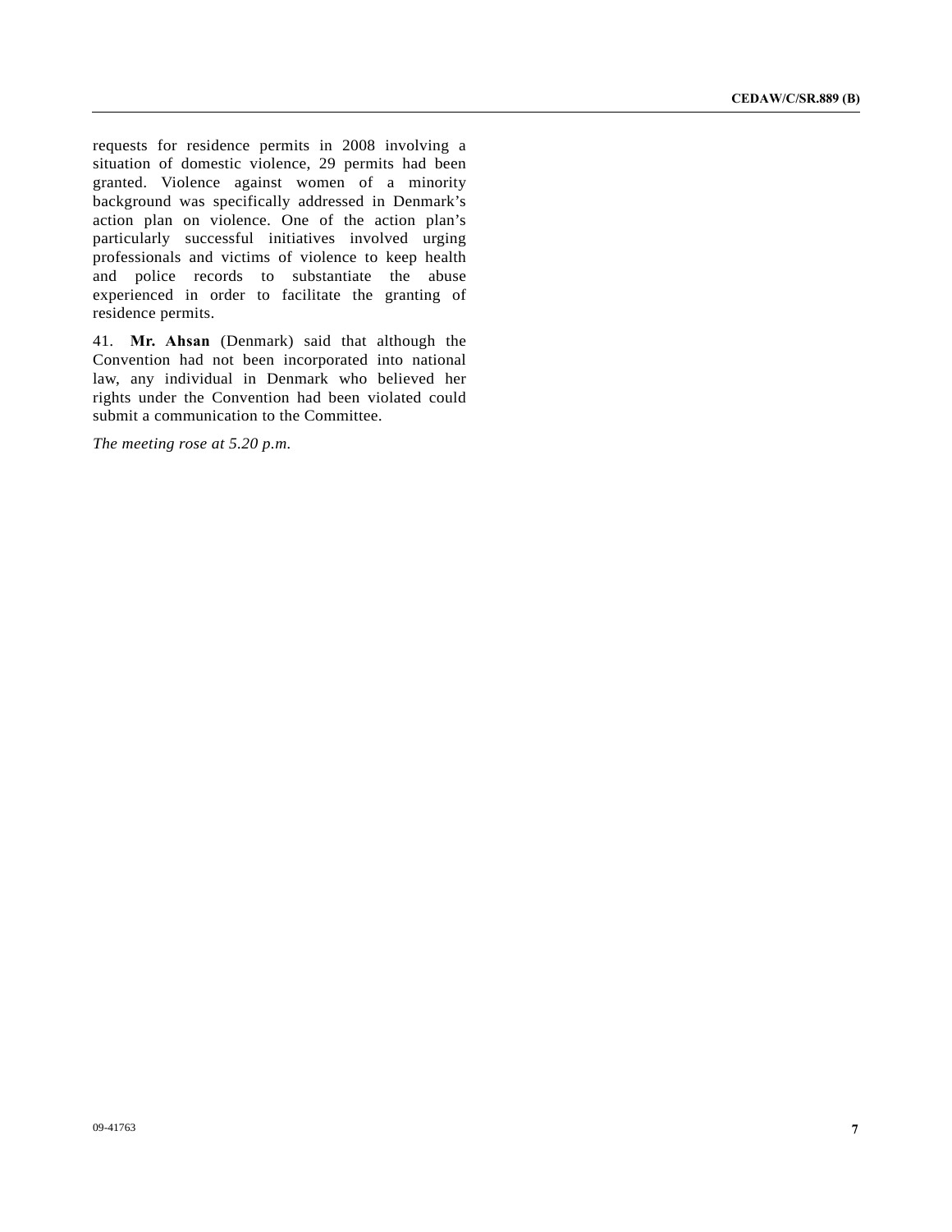requests for residence permits in 2008 involving a situation of domestic violence, 29 permits had been granted. Violence against women of a minority background was specifically addressed in Denmark's action plan on violence. One of the action plan's particularly successful initiatives involved urging professionals and victims of violence to keep health and police records to substantiate the abuse experienced in order to facilitate the granting of residence permits.

41. **Mr. Ahsan** (Denmark) said that although the Convention had not been incorporated into national law, any individual in Denmark who believed her rights under the Convention had been violated could submit a communication to the Committee.

*The meeting rose at 5.20 p.m.*